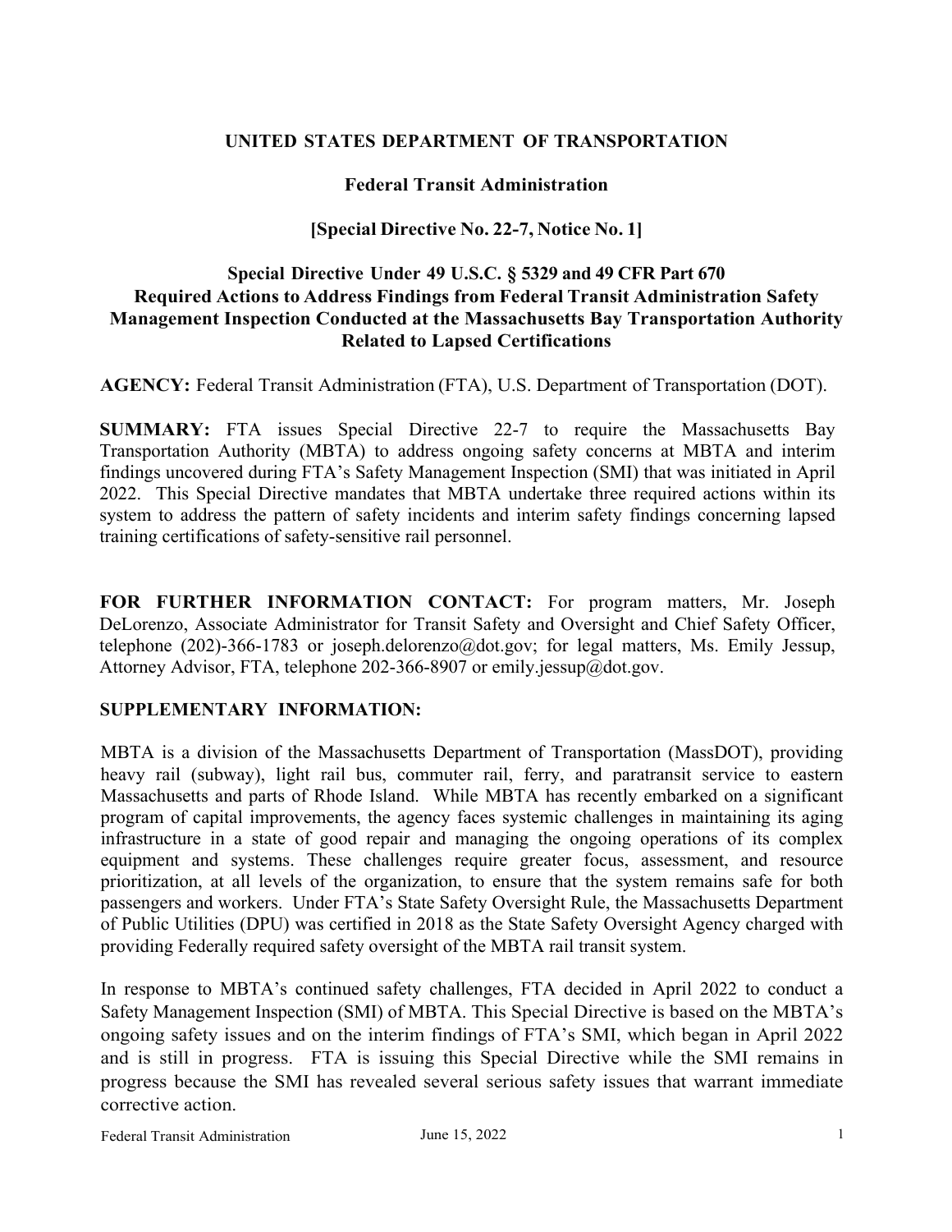# UNITED STATES DEPARTMENT OF TRANSPORTATION

## Federal Transit Administration

## [Special Directive No. 22-7, Notice No. 1]

## Special Directive Under 49 U.S.C. § 5329 and 49 CFR Part 670 Required Actions to Address Findings from Federal Transit Administration Safety Management Inspection Conducted at the Massachusetts Bay Transportation Authority Related to Lapsed Certifications

**AGENCY:** Federal Transit Administration (FTA), U.S. Department of Transportation (DOT).

**SUMMARY:** FTA issues Special Directive 22-7 to require the Massachusetts Bay Transportation Authority (MBTA) to address ongoing safety concerns at MBTA and interim findings uncovered during FTA's Safety Management Inspection (SMI) that was initiated in April 2022. This Special Directive mandates that MBTA undertake three required actions within its system to address the pattern of safety incidents and interim safety findings concerning lapsed training certifications of safety-sensitive rail personnel.

**FOR FURTHER INFORMATION CONTACT:** For program matters, Mr. Joseph DeLorenzo, Associate Administrator for Transit Safety and Oversight and Chief Safety Officer, telephone (202)-366-1783 or joseph.delorenzo@dot.gov; for legal matters, Ms. Emily Jessup, Attorney Advisor, FTA, telephone 202-366-8907 or emily.jessup@dot.gov.

**SUPPLEMENTARY INFORMATION:**

MBTA is a division of the Massachusetts Department of Transportation (MassDOT), providing heavy rail (subway), light rail bus, commuter rail, ferry, and paratransit service to eastern Massachusetts and parts of Rhode Island. While MBTA has recently embarked on a significant program of capital improvements, the agency faces systemic challenges in maintaining its aging infrastructure in a state of good repair and managing the ongoing operations of its complex equipment and systems. These challenges require greater focus, assessment, and resource prioritization, at all levels of the organization, to ensure that the system remains safe for both passengers and workers. Under FTA's State Safety Oversight Rule, the Massachusetts Department of Public Utilities (DPU) was certified in 2018 as the State Safety Oversight Agency charged with providing Federally required safety oversight of the MBTA rail transit system.

In response to MBTA's continued safety challenges, FTA decided in April 2022 to conduct a Safety Management Inspection (SMI) of MBTA. This Special Directive is based on the MBTA's ongoing safety issues and on the interim findings of FTA's SMI, which began in April 2022 and is still in progress. FTA is issuing this Special Directive while the SMI remains in progress because the SMI has revealed several serious safety issues that warrant immediate corrective action.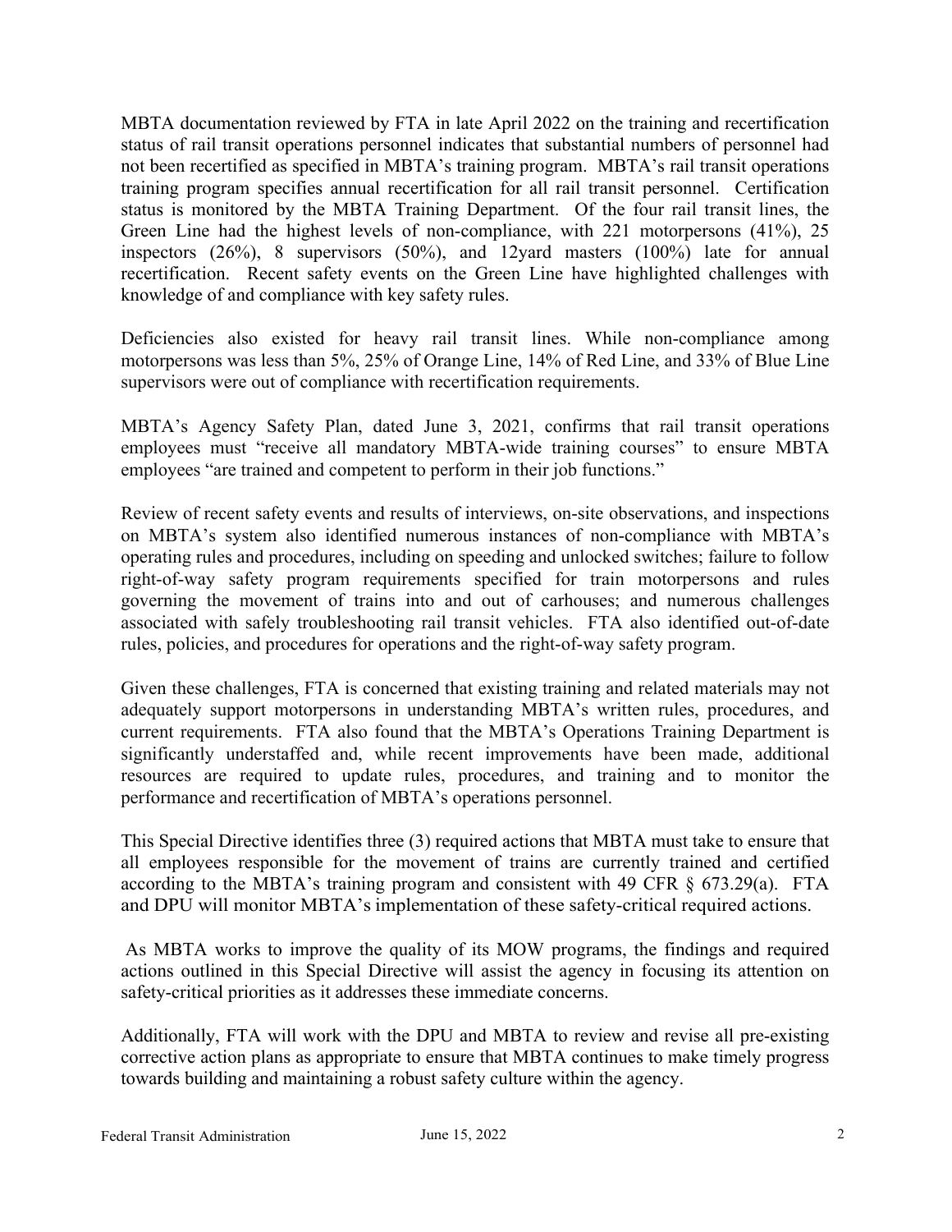MBTA documentation reviewed by FTA in late April 2022 on the training and recertification status of rail transit operations personnel indicates that substantial numbers of personnel had not been recertified as specified in MBTA's training program. MBTA's rail transit operations training program specifies annual recertification for all rail transit personnel. Certification status is monitored by the MBTA Training Department. Of the four rail transit lines, the Green Line had the highest levels of non-compliance, with 221 motorpersons (41%), 25 inspectors (26%), 8 supervisors (50%), and 12yard masters (100%) late for annual recertification. Recent safety events on the Green Line have highlighted challenges with knowledge of and compliance with key safety rules.

Deficiencies also existed for heavy rail transit lines. While non-compliance among motorpersons was less than 5%, 25% of Orange Line, 14% of Red Line, and 33% of Blue Line supervisors were out of compliance with recertification requirements.

MBTA's Agency Safety Plan, dated June 3, 2021, confirms that rail transit operations employees must "receive all mandatory MBTA-wide training courses" to ensure MBTA employees "are trained and competent to perform in their job functions."

Review of recent safety events and results of interviews, on-site observations, and inspections on MBTA's system also identified numerous instances of non-compliance with MBTA's operating rules and procedures, including on speeding and unlocked switches; failure to follow right-of-way safety program requirements specified for train motorpersons and rules governing the movement of trains into and out of carhouses; and numerous challenges associated with safely troubleshooting rail transit vehicles. FTA also identified out-of-date rules, policies, and procedures for operations and the right-of-way safety program.

Given these challenges, FTA is concerned that existing training and related materials may not adequately support motorpersons in understanding MBTA's written rules, procedures, and current requirements. FTA also found that the MBTA's Operations Training Department is significantly understaffed and, while recent improvements have been made, additional resources are required to update rules, procedures, and training and to monitor the performance and recertification of MBTA's operations personnel.

This Special Directive identifies three (3) required actions that MBTA must take to ensure that all employees responsible for the movement of trains are currently trained and certified according to the MBTA's training program and consistent with 49 CFR § 673.29(a). FTA and DPU will monitor MBTA's implementation of these safety-critical required actions.

As MBTA works to improve the quality of its MOW programs, the findings and required actions outlined in this Special Directive will assist the agency in focusing its attention on safety-critical priorities as it addresses these immediate concerns.

Additionally, FTA will work with the DPU and MBTA to review and revise all pre-existing corrective action plans as appropriate to ensure that MBTA continues to make timely progress towards building and maintaining a robust safety culture within the agency.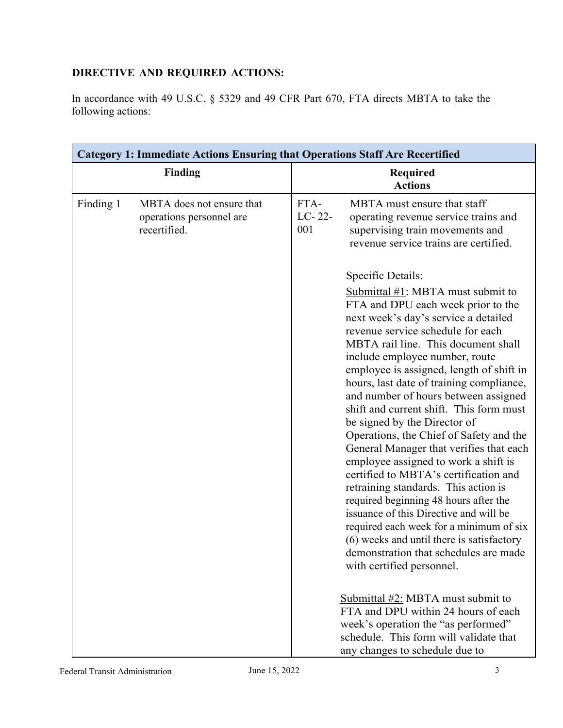**DIRECTIVE AND REQUIRED ACTIONS:**

In accordance with 49 U.S.C. § 5329 and 49 CFR Part 670, FTA directs MBTA to take the following actions:

| **Category 1: Immediate Actions Ensuring that Operations Staff Are Recertified** | | | |
|---|---|---|---|
| **Finding** | | **Required Actions** | |
| Finding 1 | MBTA does not ensure that operations personnel are recertified. | FTA-LC-22-001 | MBTA must ensure that staff operating revenue service trains and supervising train movements and revenue service trains are certified.<br><br>Specific Details:<br><br>Submittal #1: MBTA must submit to FTA and DPU each week prior to the next week's day's service a detailed revenue service schedule for each MBTA rail line. This document shall include employee number, route employee is assigned, length of shift in hours, last date of training compliance, and number of hours between assigned shift and current shift. This form must be signed by the Director of Operations, the Chief of Safety and the General Manager that verifies that each employee assigned to work a shift is certified to MBTA's certification and retraining standards. This action is required beginning 48 hours after the issuance of this Directive and will be required each week for a minimum of six (6) weeks and until there is satisfactory demonstration that schedules are made with certified personnel.<br><br>Submittal #2: MBTA must submit to FTA and DPU within 24 hours of each week's operation the "as performed" schedule. This form will validate that any changes to schedule due to |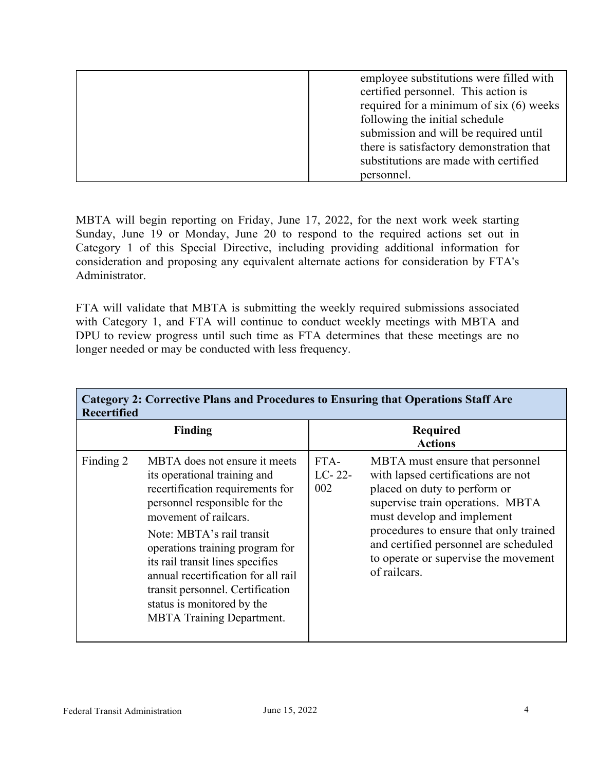| | |
|---|---|
| | employee substitutions were filled with certified personnel. This action is required for a minimum of six (6) weeks following the initial schedule submission and will be required until there is satisfactory demonstration that substitutions are made with certified personnel. |

MBTA will begin reporting on Friday, June 17, 2022, for the next work week starting Sunday, June 19 or Monday, June 20 to respond to the required actions set out in Category 1 of this Special Directive, including providing additional information for consideration and proposing any equivalent alternate actions for consideration by FTA's Administrator.

FTA will validate that MBTA is submitting the weekly required submissions associated with Category 1, and FTA will continue to conduct weekly meetings with MBTA and DPU to review progress until such time as FTA determines that these meetings are no longer needed or may be conducted with less frequency.

| **Category 2: Corrective Plans and Procedures to Ensuring that Operations Staff Are Recertified** | | | |
|---|---|---|---|
| **Finding** | | **Required Actions** | |
| Finding 2 | MBTA does not ensure it meets its operational training and recertification requirements for personnel responsible for the movement of railcars.<br><br>Note: MBTA's rail transit operations training program for its rail transit lines specifies annual recertification for all rail transit personnel. Certification status is monitored by the MBTA Training Department. | FTA-LC- 22-002 | MBTA must ensure that personnel with lapsed certifications are not placed on duty to perform or supervise train operations. MBTA must develop and implement procedures to ensure that only trained and certified personnel are scheduled to operate or supervise the movement of railcars. |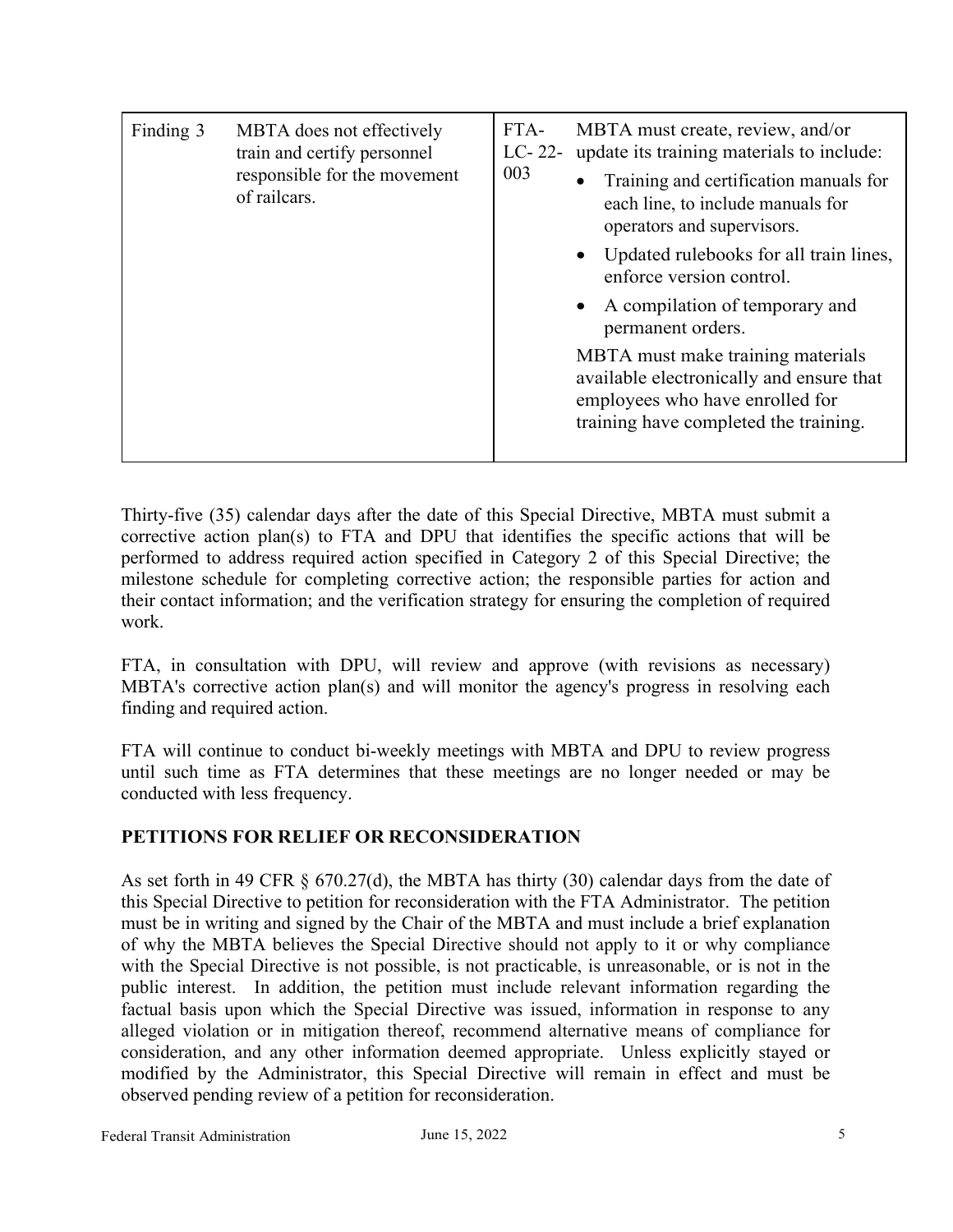| Finding 3 | MBTA does not effectively train and certify personnel responsible for the movement of railcars. | FTA-LC- 22-003 | MBTA must create, review, and/or update its training materials to include:<br>• Training and certification manuals for each line, to include manuals for operators and supervisors.<br>• Updated rulebooks for all train lines, enforce version control.<br>• A compilation of temporary and permanent orders.<br>MBTA must make training materials available electronically and ensure that employees who have enrolled for training have completed the training. |
|---|---|---|---|

Thirty-five (35) calendar days after the date of this Special Directive, MBTA must submit a corrective action plan(s) to FTA and DPU that identifies the specific actions that will be performed to address required action specified in Category 2 of this Special Directive; the milestone schedule for completing corrective action; the responsible parties for action and their contact information; and the verification strategy for ensuring the completion of required work.

FTA, in consultation with DPU, will review and approve (with revisions as necessary) MBTA's corrective action plan(s) and will monitor the agency's progress in resolving each finding and required action.

FTA will continue to conduct bi-weekly meetings with MBTA and DPU to review progress until such time as FTA determines that these meetings are no longer needed or may be conducted with less frequency.

## PETITIONS FOR RELIEF OR RECONSIDERATION

As set forth in 49 CFR § 670.27(d), the MBTA has thirty (30) calendar days from the date of this Special Directive to petition for reconsideration with the FTA Administrator. The petition must be in writing and signed by the Chair of the MBTA and must include a brief explanation of why the MBTA believes the Special Directive should not apply to it or why compliance with the Special Directive is not possible, is not practicable, is unreasonable, or is not in the public interest. In addition, the petition must include relevant information regarding the factual basis upon which the Special Directive was issued, information in response to any alleged violation or in mitigation thereof, recommend alternative means of compliance for consideration, and any other information deemed appropriate. Unless explicitly stayed or modified by the Administrator, this Special Directive will remain in effect and must be observed pending review of a petition for reconsideration.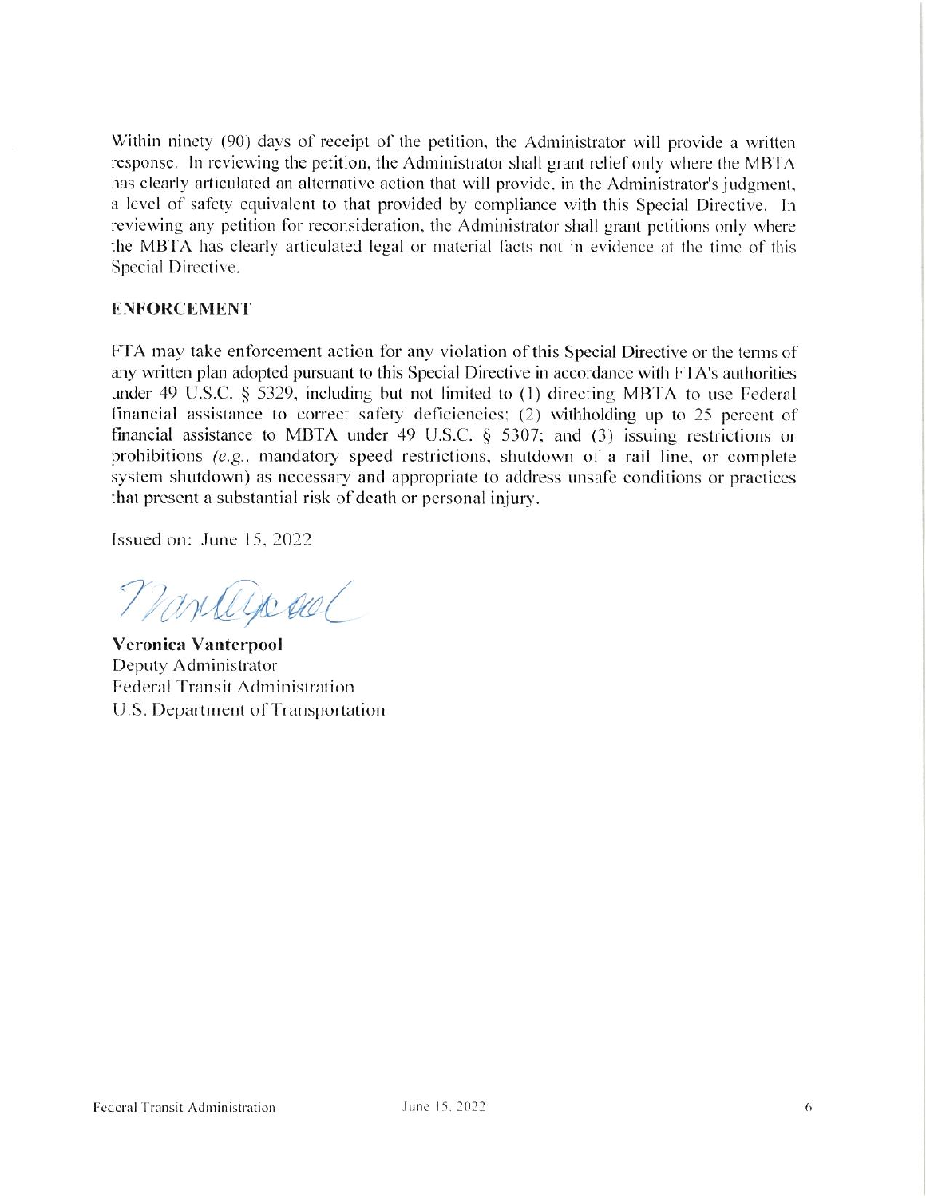Within ninety (90) days of receipt of the petition, the Administrator will provide a written response. In reviewing the petition, the Administrator shall grant relief only where the MBTA has clearly articulated an alternative action that will provide, in the Administrator's judgment, a level of safety equivalent to that provided by compliance with this Special Directive. In reviewing any petition for reconsideration, the Administrator shall grant petitions only where the MBTA has clearly articulated legal or material facts not in evidence at the time of this Special Directive.

**ENFORCEMENT**

FTA may take enforcement action for any violation of this Special Directive or the terms of any written plan adopted pursuant to this Special Directive in accordance with FTA's authorities under 49 U.S.C. § 5329, including but not limited to (1) directing MBTA to use Federal financial assistance to correct safety deficiencies; (2) withholding up to 25 percent of financial assistance to MBTA under 49 U.S.C. § 5307; and (3) issuing restrictions or prohibitions (*e.g.*, mandatory speed restrictions, shutdown of a rail line, or complete system shutdown) as necessary and appropriate to address unsafe conditions or practices that present a substantial risk of death or personal injury.

Issued on: June 15, 2022

**Veronica Vanterpool**
Deputy Administrator
Federal Transit Administration
U.S. Department of Transportation